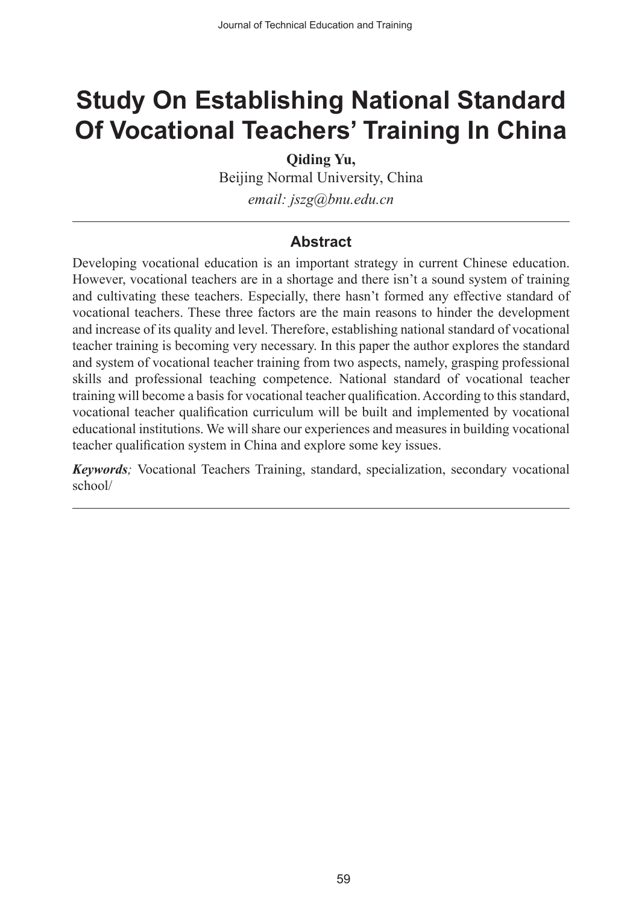# Study On Establishing National Standard Of Vocational Teachers' Training In China

**Qiding Yu,**

Beijing Normal University, China

*email: jszg@bnu.edu.cn*

## Abstract

Developing vocational education is an important strategy in current Chinese education. However, vocational teachers are in a shortage and there isn't a sound system of training and cultivating these teachers. Especially, there hasn't formed any effective standard of vocational teachers. These three factors are the main reasons to hinder the development and increase of its quality and level. Therefore, establishing national standard of vocational teacher training is becoming very necessary. In this paper the author explores the standard and system of vocational teacher training from two aspects, namely, grasping professional skills and professional teaching competence. National standard of vocational teacher training will become a basis for vocational teacher qualification. According to this standard, vocational teacher qualification curriculum will be built and implemented by vocational educational institutions. We will share our experiences and measures in building vocational teacher qualification system in China and explore some key issues.

***Keywords**;* Vocational Teachers Training, standard, specialization, secondary vocational school/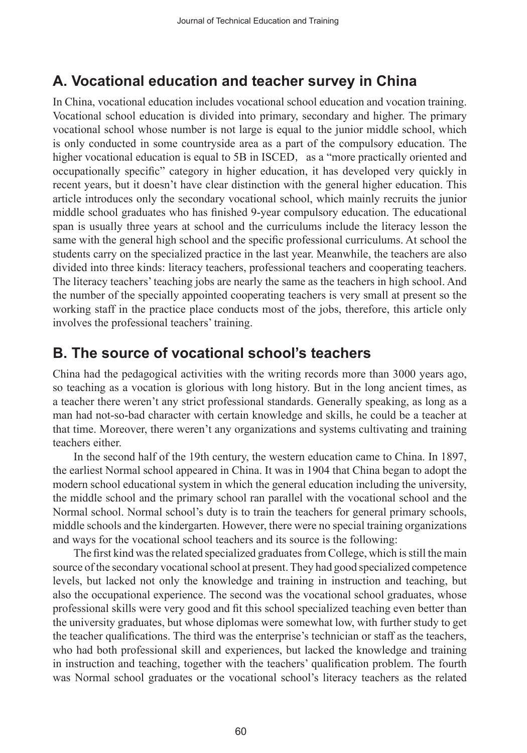## A. Vocational education and teacher survey in China

In China, vocational education includes vocational school education and vocation training. Vocational school education is divided into primary, secondary and higher. The primary vocational school whose number is not large is equal to the junior middle school, which is only conducted in some countryside area as a part of the compulsory education. The higher vocational education is equal to 5B in ISCED, as a "more practically oriented and occupationally specific" category in higher education, it has developed very quickly in recent years, but it doesn't have clear distinction with the general higher education. This article introduces only the secondary vocational school, which mainly recruits the junior middle school graduates who has finished 9-year compulsory education. The educational span is usually three years at school and the curriculums include the literacy lesson the same with the general high school and the specific professional curriculums. At school the students carry on the specialized practice in the last year. Meanwhile, the teachers are also divided into three kinds: literacy teachers, professional teachers and cooperating teachers. The literacy teachers' teaching jobs are nearly the same as the teachers in high school. And the number of the specially appointed cooperating teachers is very small at present so the working staff in the practice place conducts most of the jobs, therefore, this article only involves the professional teachers' training.

## B. The source of vocational school's teachers

China had the pedagogical activities with the writing records more than 3000 years ago, so teaching as a vocation is glorious with long history. But in the long ancient times, as a teacher there weren't any strict professional standards. Generally speaking, as long as a man had not-so-bad character with certain knowledge and skills, he could be a teacher at that time. Moreover, there weren't any organizations and systems cultivating and training teachers either.

In the second half of the 19th century, the western education came to China. In 1897, the earliest Normal school appeared in China. It was in 1904 that China began to adopt the modern school educational system in which the general education including the university, the middle school and the primary school ran parallel with the vocational school and the Normal school. Normal school's duty is to train the teachers for general primary schools, middle schools and the kindergarten. However, there were no special training organizations and ways for the vocational school teachers and its source is the following:

The first kind was the related specialized graduates from College, which is still the main source of the secondary vocational school at present. They had good specialized competence levels, but lacked not only the knowledge and training in instruction and teaching, but also the occupational experience. The second was the vocational school graduates, whose professional skills were very good and fit this school specialized teaching even better than the university graduates, but whose diplomas were somewhat low, with further study to get the teacher qualifications. The third was the enterprise's technician or staff as the teachers, who had both professional skill and experiences, but lacked the knowledge and training in instruction and teaching, together with the teachers' qualification problem. The fourth was Normal school graduates or the vocational school's literacy teachers as the related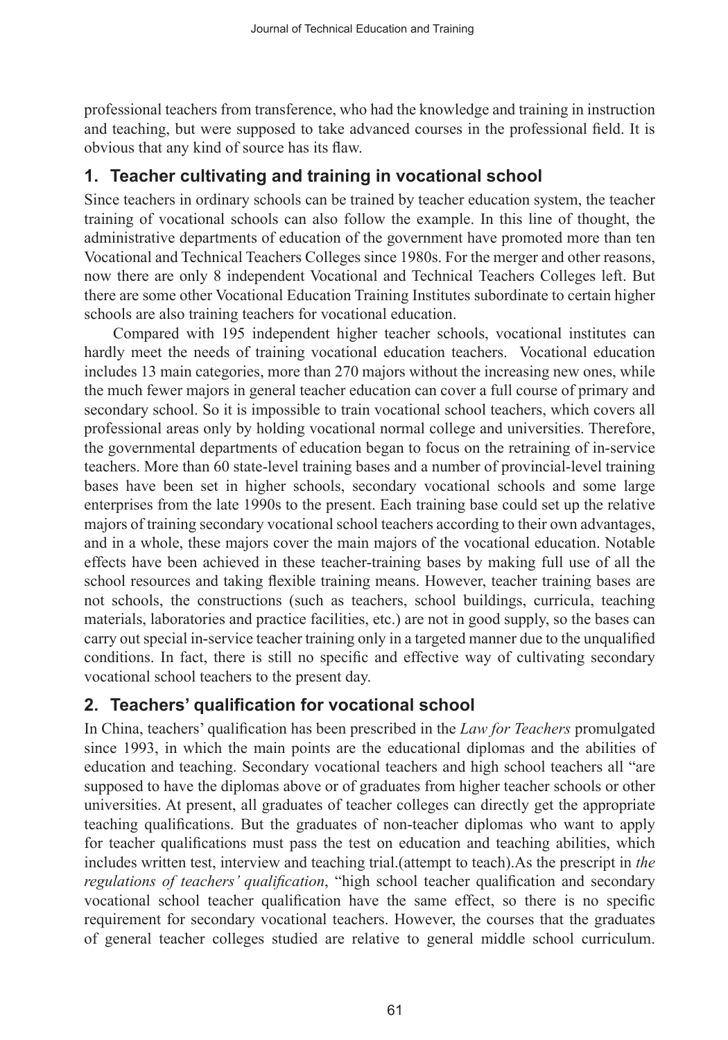professional teachers from transference, who had the knowledge and training in instruction and teaching, but were supposed to take advanced courses in the professional field. It is obvious that any kind of source has its flaw.

## 1. Teacher cultivating and training in vocational school

Since teachers in ordinary schools can be trained by teacher education system, the teacher training of vocational schools can also follow the example. In this line of thought, the administrative departments of education of the government have promoted more than ten Vocational and Technical Teachers Colleges since 1980s. For the merger and other reasons, now there are only 8 independent Vocational and Technical Teachers Colleges left. But there are some other Vocational Education Training Institutes subordinate to certain higher schools are also training teachers for vocational education.

Compared with 195 independent higher teacher schools, vocational institutes can hardly meet the needs of training vocational education teachers. Vocational education includes 13 main categories, more than 270 majors without the increasing new ones, while the much fewer majors in general teacher education can cover a full course of primary and secondary school. So it is impossible to train vocational school teachers, which covers all professional areas only by holding vocational normal college and universities. Therefore, the governmental departments of education began to focus on the retraining of in-service teachers. More than 60 state-level training bases and a number of provincial-level training bases have been set in higher schools, secondary vocational schools and some large enterprises from the late 1990s to the present. Each training base could set up the relative majors of training secondary vocational school teachers according to their own advantages, and in a whole, these majors cover the main majors of the vocational education. Notable effects have been achieved in these teacher-training bases by making full use of all the school resources and taking flexible training means. However, teacher training bases are not schools, the constructions (such as teachers, school buildings, curricula, teaching materials, laboratories and practice facilities, etc.) are not in good supply, so the bases can carry out special in-service teacher training only in a targeted manner due to the unqualified conditions. In fact, there is still no specific and effective way of cultivating secondary vocational school teachers to the present day.

## 2. Teachers' qualification for vocational school

In China, teachers' qualification has been prescribed in the *Law for Teachers* promulgated since 1993, in which the main points are the educational diplomas and the abilities of education and teaching. Secondary vocational teachers and high school teachers all "are supposed to have the diplomas above or of graduates from higher teacher schools or other universities. At present, all graduates of teacher colleges can directly get the appropriate teaching qualifications. But the graduates of non-teacher diplomas who want to apply for teacher qualifications must pass the test on education and teaching abilities, which includes written test, interview and teaching trial.(attempt to teach).As the prescript in *the regulations of teachers' qualification*, "high school teacher qualification and secondary vocational school teacher qualification have the same effect, so there is no specific requirement for secondary vocational teachers. However, the courses that the graduates of general teacher colleges studied are relative to general middle school curriculum.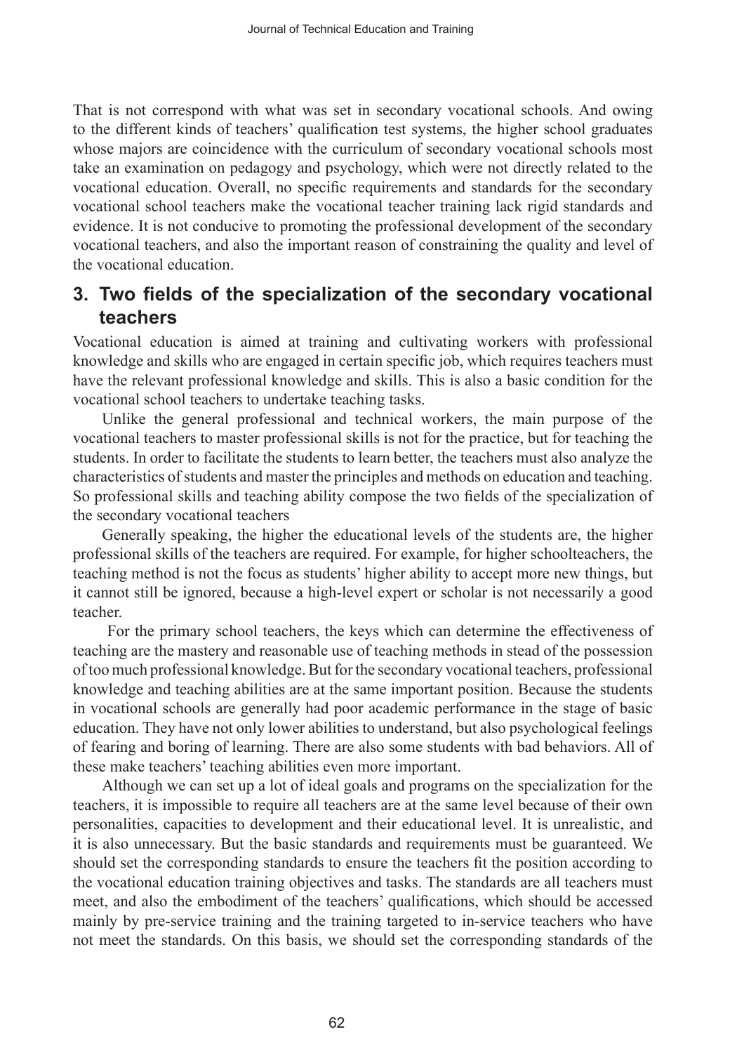That is not correspond with what was set in secondary vocational schools. And owing to the different kinds of teachers' qualification test systems, the higher school graduates whose majors are coincidence with the curriculum of secondary vocational schools most take an examination on pedagogy and psychology, which were not directly related to the vocational education. Overall, no specific requirements and standards for the secondary vocational school teachers make the vocational teacher training lack rigid standards and evidence. It is not conducive to promoting the professional development of the secondary vocational teachers, and also the important reason of constraining the quality and level of the vocational education.

## 3. Two fields of the specialization of the secondary vocational teachers

Vocational education is aimed at training and cultivating workers with professional knowledge and skills who are engaged in certain specific job, which requires teachers must have the relevant professional knowledge and skills. This is also a basic condition for the vocational school teachers to undertake teaching tasks.

Unlike the general professional and technical workers, the main purpose of the vocational teachers to master professional skills is not for the practice, but for teaching the students. In order to facilitate the students to learn better, the teachers must also analyze the characteristics of students and master the principles and methods on education and teaching. So professional skills and teaching ability compose the two fields of the specialization of the secondary vocational teachers

Generally speaking, the higher the educational levels of the students are, the higher professional skills of the teachers are required. For example, for higher schoolteachers, the teaching method is not the focus as students' higher ability to accept more new things, but it cannot still be ignored, because a high-level expert or scholar is not necessarily a good teacher.

For the primary school teachers, the keys which can determine the effectiveness of teaching are the mastery and reasonable use of teaching methods in stead of the possession of too much professional knowledge. But for the secondary vocational teachers, professional knowledge and teaching abilities are at the same important position. Because the students in vocational schools are generally had poor academic performance in the stage of basic education. They have not only lower abilities to understand, but also psychological feelings of fearing and boring of learning. There are also some students with bad behaviors. All of these make teachers' teaching abilities even more important.

Although we can set up a lot of ideal goals and programs on the specialization for the teachers, it is impossible to require all teachers are at the same level because of their own personalities, capacities to development and their educational level. It is unrealistic, and it is also unnecessary. But the basic standards and requirements must be guaranteed. We should set the corresponding standards to ensure the teachers fit the position according to the vocational education training objectives and tasks. The standards are all teachers must meet, and also the embodiment of the teachers' qualifications, which should be accessed mainly by pre-service training and the training targeted to in-service teachers who have not meet the standards. On this basis, we should set the corresponding standards of the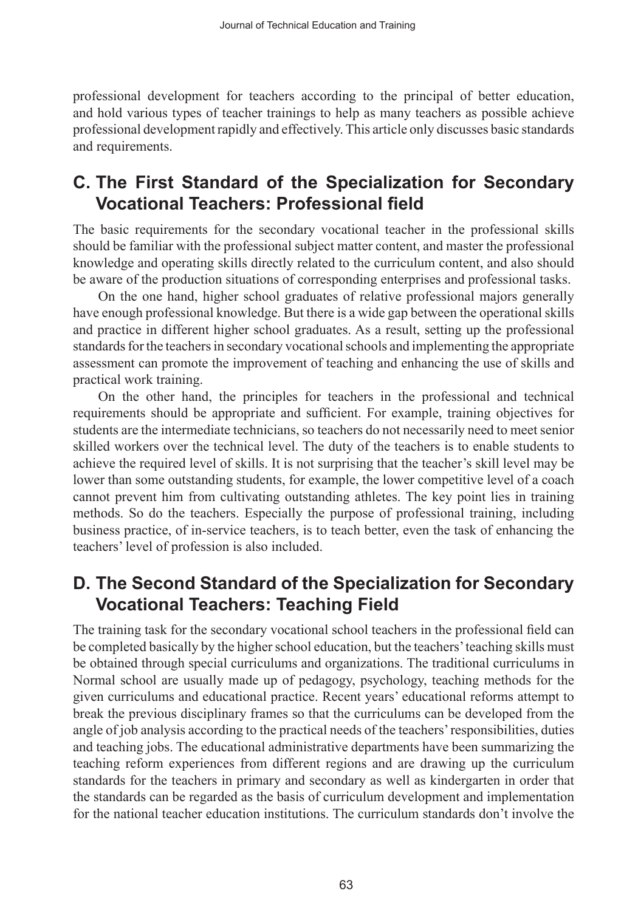professional development for teachers according to the principal of better education, and hold various types of teacher trainings to help as many teachers as possible achieve professional development rapidly and effectively. This article only discusses basic standards and requirements.

## C. The First Standard of the Specialization for Secondary Vocational Teachers: Professional field

The basic requirements for the secondary vocational teacher in the professional skills should be familiar with the professional subject matter content, and master the professional knowledge and operating skills directly related to the curriculum content, and also should be aware of the production situations of corresponding enterprises and professional tasks.

On the one hand, higher school graduates of relative professional majors generally have enough professional knowledge. But there is a wide gap between the operational skills and practice in different higher school graduates. As a result, setting up the professional standards for the teachers in secondary vocational schools and implementing the appropriate assessment can promote the improvement of teaching and enhancing the use of skills and practical work training.

On the other hand, the principles for teachers in the professional and technical requirements should be appropriate and sufficient. For example, training objectives for students are the intermediate technicians, so teachers do not necessarily need to meet senior skilled workers over the technical level. The duty of the teachers is to enable students to achieve the required level of skills. It is not surprising that the teacher's skill level may be lower than some outstanding students, for example, the lower competitive level of a coach cannot prevent him from cultivating outstanding athletes. The key point lies in training methods. So do the teachers. Especially the purpose of professional training, including business practice, of in-service teachers, is to teach better, even the task of enhancing the teachers' level of profession is also included.

## D. The Second Standard of the Specialization for Secondary Vocational Teachers: Teaching Field

The training task for the secondary vocational school teachers in the professional field can be completed basically by the higher school education, but the teachers' teaching skills must be obtained through special curriculums and organizations. The traditional curriculums in Normal school are usually made up of pedagogy, psychology, teaching methods for the given curriculums and educational practice. Recent years' educational reforms attempt to break the previous disciplinary frames so that the curriculums can be developed from the angle of job analysis according to the practical needs of the teachers' responsibilities, duties and teaching jobs. The educational administrative departments have been summarizing the teaching reform experiences from different regions and are drawing up the curriculum standards for the teachers in primary and secondary as well as kindergarten in order that the standards can be regarded as the basis of curriculum development and implementation for the national teacher education institutions. The curriculum standards don't involve the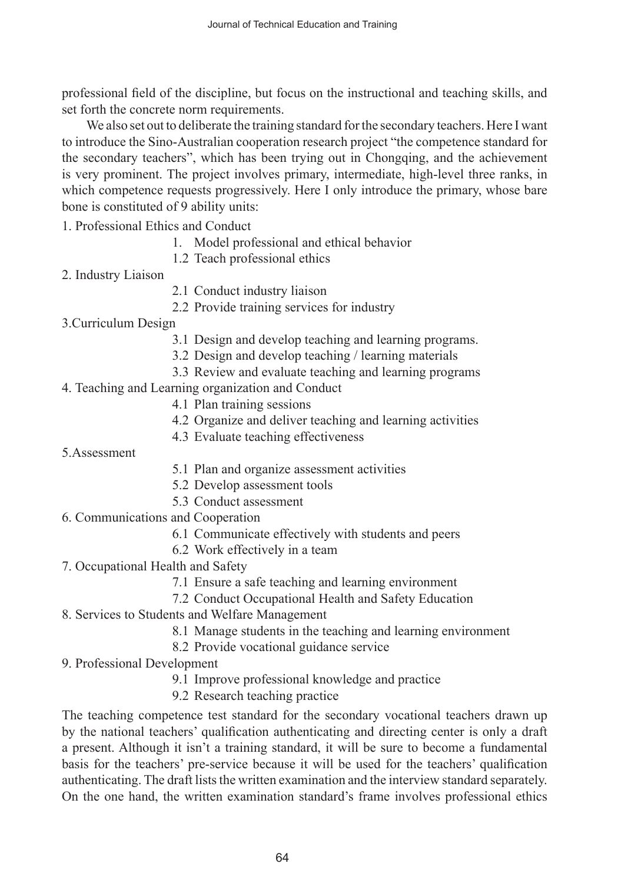professional field of the discipline, but focus on the instructional and teaching skills, and set forth the concrete norm requirements.

We also set out to deliberate the training standard for the secondary teachers. Here I want to introduce the Sino-Australian cooperation research project "the competence standard for the secondary teachers", which has been trying out in Chongqing, and the achievement is very prominent. The project involves primary, intermediate, high-level three ranks, in which competence requests progressively. Here I only introduce the primary, whose bare bone is constituted of 9 ability units:

1. Professional Ethics and Conduct
   - 1. Model professional and ethical behavior
   - 1.2 Teach professional ethics
2. Industry Liaison
   - 2.1 Conduct industry liaison
   - 2.2 Provide training services for industry
3. Curriculum Design
   - 3.1 Design and develop teaching and learning programs.
   - 3.2 Design and develop teaching / learning materials
   - 3.3 Review and evaluate teaching and learning programs
4. Teaching and Learning organization and Conduct
   - 4.1 Plan training sessions
   - 4.2 Organize and deliver teaching and learning activities
   - 4.3 Evaluate teaching effectiveness
5. Assessment
   - 5.1 Plan and organize assessment activities
   - 5.2 Develop assessment tools
   - 5.3 Conduct assessment
6. Communications and Cooperation
   - 6.1 Communicate effectively with students and peers
   - 6.2 Work effectively in a team
7. Occupational Health and Safety
   - 7.1 Ensure a safe teaching and learning environment
   - 7.2 Conduct Occupational Health and Safety Education
8. Services to Students and Welfare Management
   - 8.1 Manage students in the teaching and learning environment
   - 8.2 Provide vocational guidance service
9. Professional Development
   - 9.1 Improve professional knowledge and practice
   - 9.2 Research teaching practice

The teaching competence test standard for the secondary vocational teachers drawn up by the national teachers' qualification authenticating and directing center is only a draft a present. Although it isn't a training standard, it will be sure to become a fundamental basis for the teachers' pre-service because it will be used for the teachers' qualification authenticating. The draft lists the written examination and the interview standard separately. On the one hand, the written examination standard's frame involves professional ethics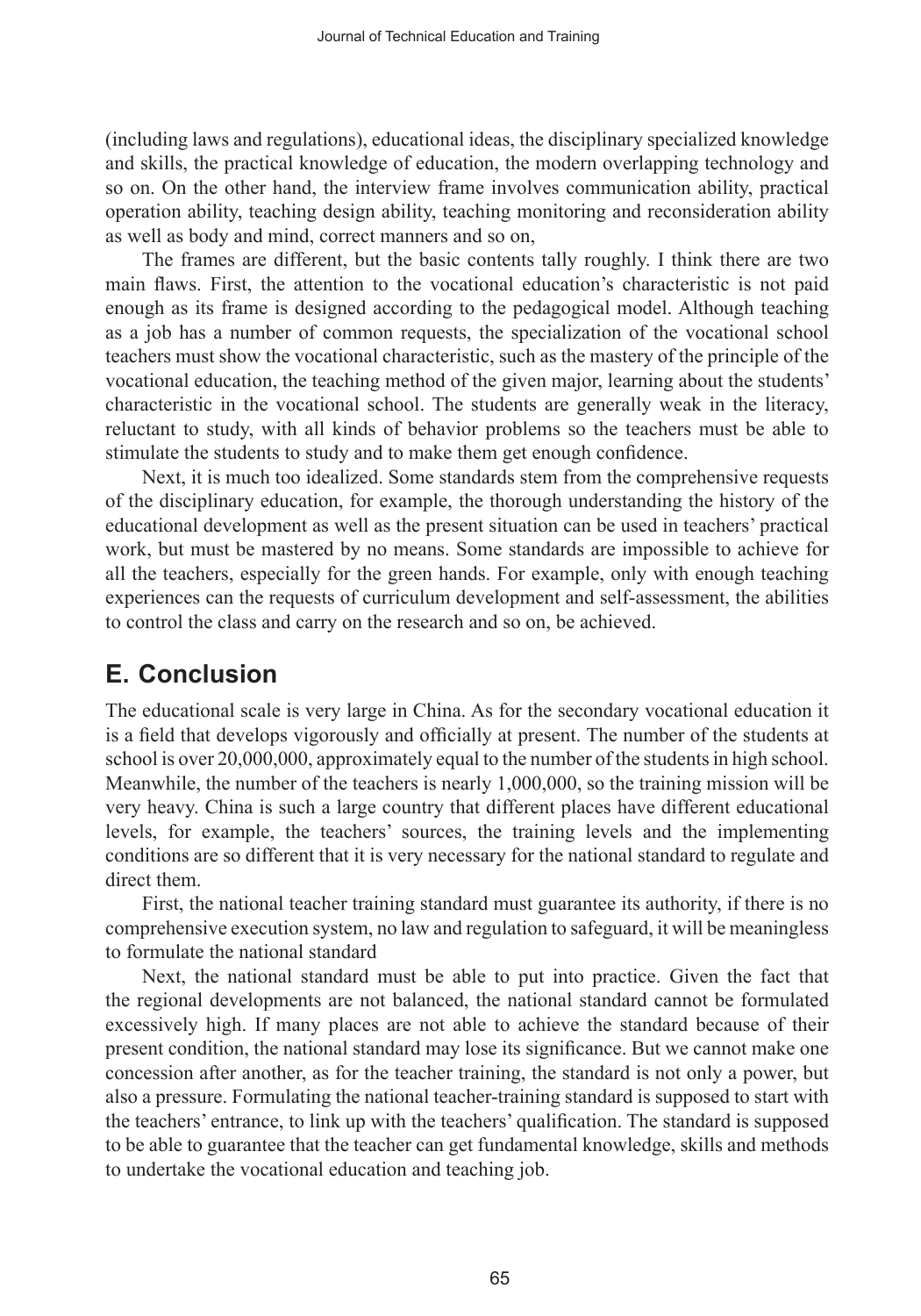(including laws and regulations), educational ideas, the disciplinary specialized knowledge and skills, the practical knowledge of education, the modern overlapping technology and so on. On the other hand, the interview frame involves communication ability, practical operation ability, teaching design ability, teaching monitoring and reconsideration ability as well as body and mind, correct manners and so on,

The frames are different, but the basic contents tally roughly. I think there are two main flaws. First, the attention to the vocational education's characteristic is not paid enough as its frame is designed according to the pedagogical model. Although teaching as a job has a number of common requests, the specialization of the vocational school teachers must show the vocational characteristic, such as the mastery of the principle of the vocational education, the teaching method of the given major, learning about the students' characteristic in the vocational school. The students are generally weak in the literacy, reluctant to study, with all kinds of behavior problems so the teachers must be able to stimulate the students to study and to make them get enough confidence.

Next, it is much too idealized. Some standards stem from the comprehensive requests of the disciplinary education, for example, the thorough understanding the history of the educational development as well as the present situation can be used in teachers' practical work, but must be mastered by no means. Some standards are impossible to achieve for all the teachers, especially for the green hands. For example, only with enough teaching experiences can the requests of curriculum development and self-assessment, the abilities to control the class and carry on the research and so on, be achieved.

## E. Conclusion

The educational scale is very large in China. As for the secondary vocational education it is a field that develops vigorously and officially at present. The number of the students at school is over 20,000,000, approximately equal to the number of the students in high school. Meanwhile, the number of the teachers is nearly 1,000,000, so the training mission will be very heavy. China is such a large country that different places have different educational levels, for example, the teachers' sources, the training levels and the implementing conditions are so different that it is very necessary for the national standard to regulate and direct them.

First, the national teacher training standard must guarantee its authority, if there is no comprehensive execution system, no law and regulation to safeguard, it will be meaningless to formulate the national standard

Next, the national standard must be able to put into practice. Given the fact that the regional developments are not balanced, the national standard cannot be formulated excessively high. If many places are not able to achieve the standard because of their present condition, the national standard may lose its significance. But we cannot make one concession after another, as for the teacher training, the standard is not only a power, but also a pressure. Formulating the national teacher-training standard is supposed to start with the teachers' entrance, to link up with the teachers' qualification. The standard is supposed to be able to guarantee that the teacher can get fundamental knowledge, skills and methods to undertake the vocational education and teaching job.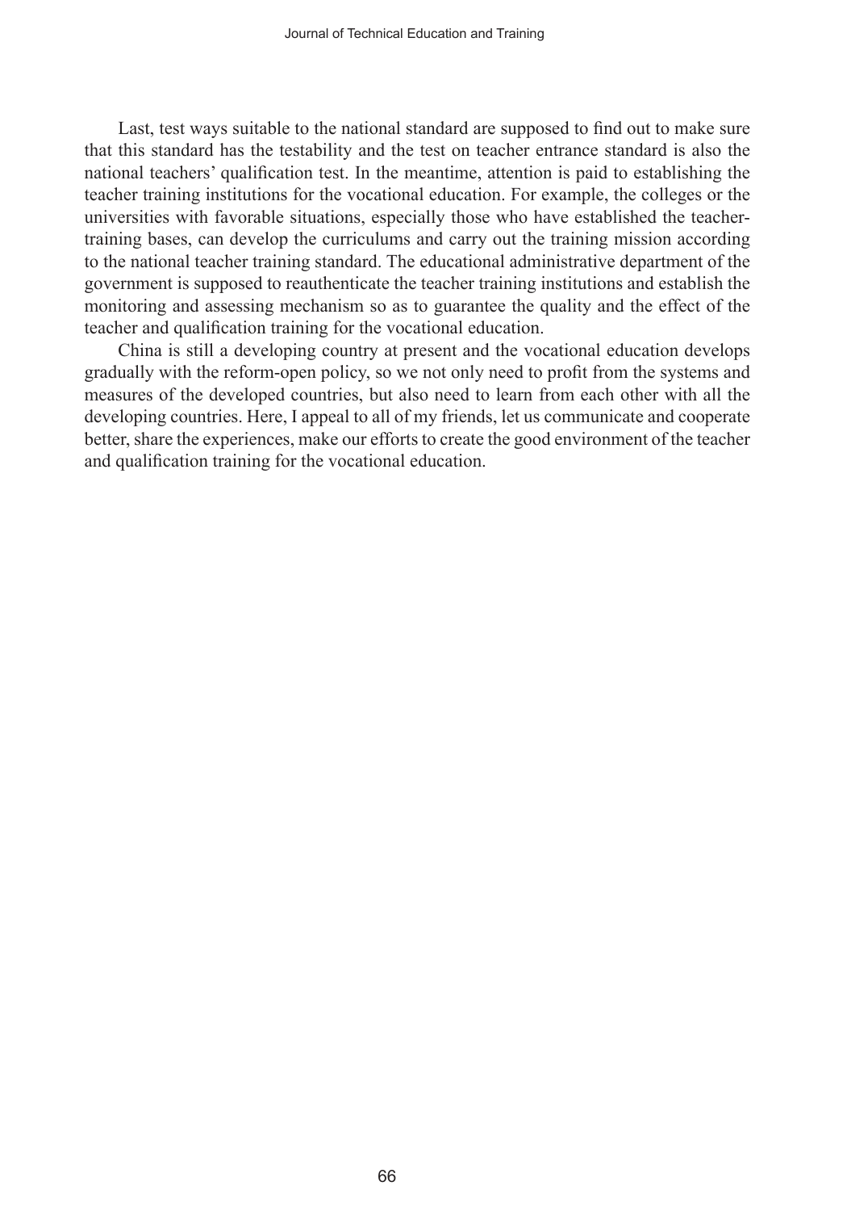Last, test ways suitable to the national standard are supposed to find out to make sure that this standard has the testability and the test on teacher entrance standard is also the national teachers' qualification test. In the meantime, attention is paid to establishing the teacher training institutions for the vocational education. For example, the colleges or the universities with favorable situations, especially those who have established the teacher-training bases, can develop the curriculums and carry out the training mission according to the national teacher training standard. The educational administrative department of the government is supposed to reauthenticate the teacher training institutions and establish the monitoring and assessing mechanism so as to guarantee the quality and the effect of the teacher and qualification training for the vocational education.

China is still a developing country at present and the vocational education develops gradually with the reform-open policy, so we not only need to profit from the systems and measures of the developed countries, but also need to learn from each other with all the developing countries. Here, I appeal to all of my friends, let us communicate and cooperate better, share the experiences, make our efforts to create the good environment of the teacher and qualification training for the vocational education.